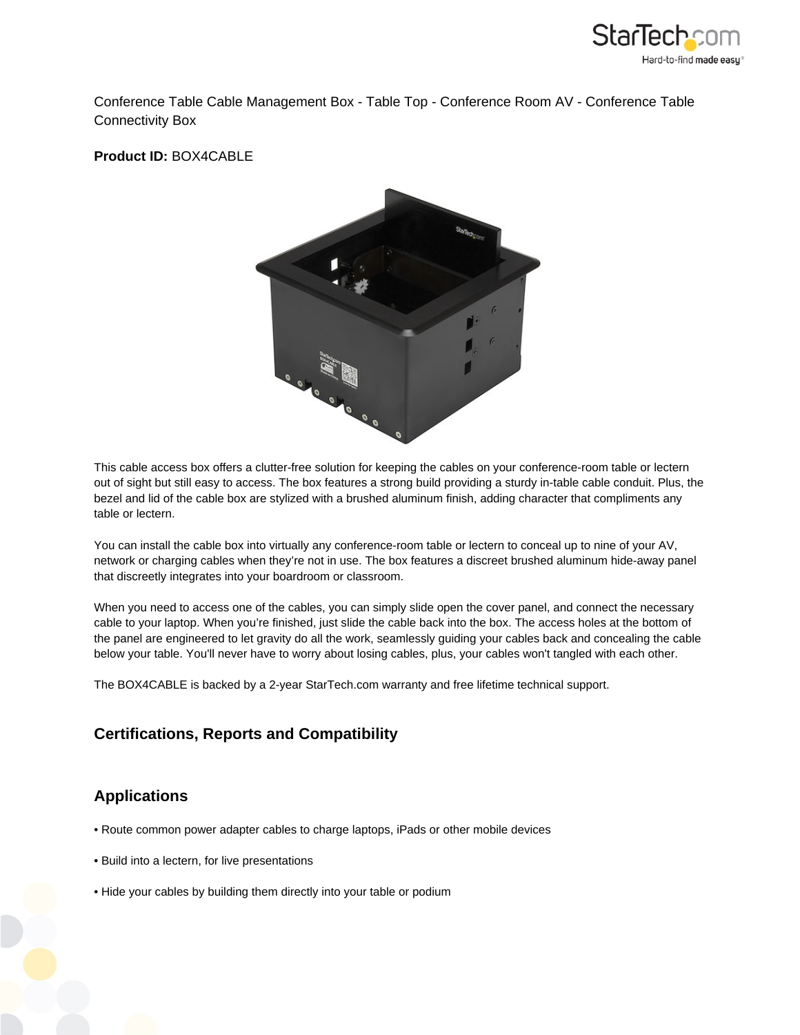Conference Table Cable Management Box - Table Top - Conference Room AV - Conference Table Connectivity Box

**Product ID:** BOX4CABLE

This cable access box offers a clutter-free solution for keeping the cables on your conference-room table or lectern out of sight but still easy to access. The box features a strong build providing a sturdy in-table cable conduit. Plus, the bezel and lid of the cable box are stylized with a brushed aluminum finish, adding character that compliments any table or lectern.

You can install the cable box into virtually any conference-room table or lectern to conceal up to nine of your AV, network or charging cables when they're not in use. The box features a discreet brushed aluminum hide-away panel that discreetly integrates into your boardroom or classroom.

When you need to access one of the cables, you can simply slide open the cover panel, and connect the necessary cable to your laptop. When you're finished, just slide the cable back into the box. The access holes at the bottom of the panel are engineered to let gravity do all the work, seamlessly guiding your cables back and concealing the cable below your table. You'll never have to worry about losing cables, plus, your cables won't tangled with each other.

The BOX4CABLE is backed by a 2-year StarTech.com warranty and free lifetime technical support.

## Certifications, Reports and Compatibility

## Applications

- Route common power adapter cables to charge laptops, iPads or other mobile devices
- Build into a lectern, for live presentations
- Hide your cables by building them directly into your table or podium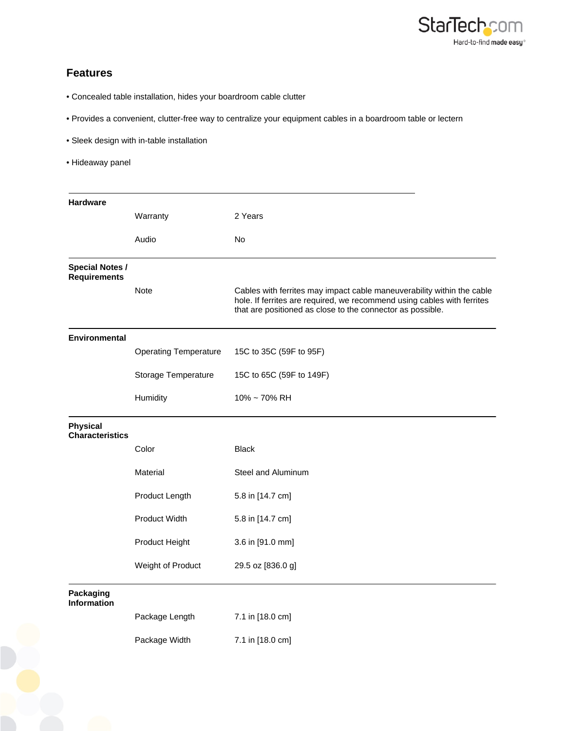## Features

- Concealed table installation, hides your boardroom cable clutter
- Provides a convenient, clutter-free way to centralize your equipment cables in a boardroom table or lectern
- Sleek design with in-table installation
- Hideaway panel

| | | |
|---|---|---|
| **Hardware** | | |
| | Warranty | 2 Years |
| | Audio | No |
| **Special Notes / Requirements** | | |
| | Note | Cables with ferrites may impact cable maneuverability within the cable hole. If ferrites are required, we recommend using cables with ferrites that are positioned as close to the connector as possible. |
| **Environmental** | | |
| | Operating Temperature | 15C to 35C (59F to 95F) |
| | Storage Temperature | 15C to 65C (59F to 149F) |
| | Humidity | 10% ~ 70% RH |
| **Physical Characteristics** | | |
| | Color | Black |
| | Material | Steel and Aluminum |
| | Product Length | 5.8 in [14.7 cm] |
| | Product Width | 5.8 in [14.7 cm] |
| | Product Height | 3.6 in [91.0 mm] |
| | Weight of Product | 29.5 oz [836.0 g] |
| **Packaging Information** | | |
| | Package Length | 7.1 in [18.0 cm] |
| | Package Width | 7.1 in [18.0 cm] |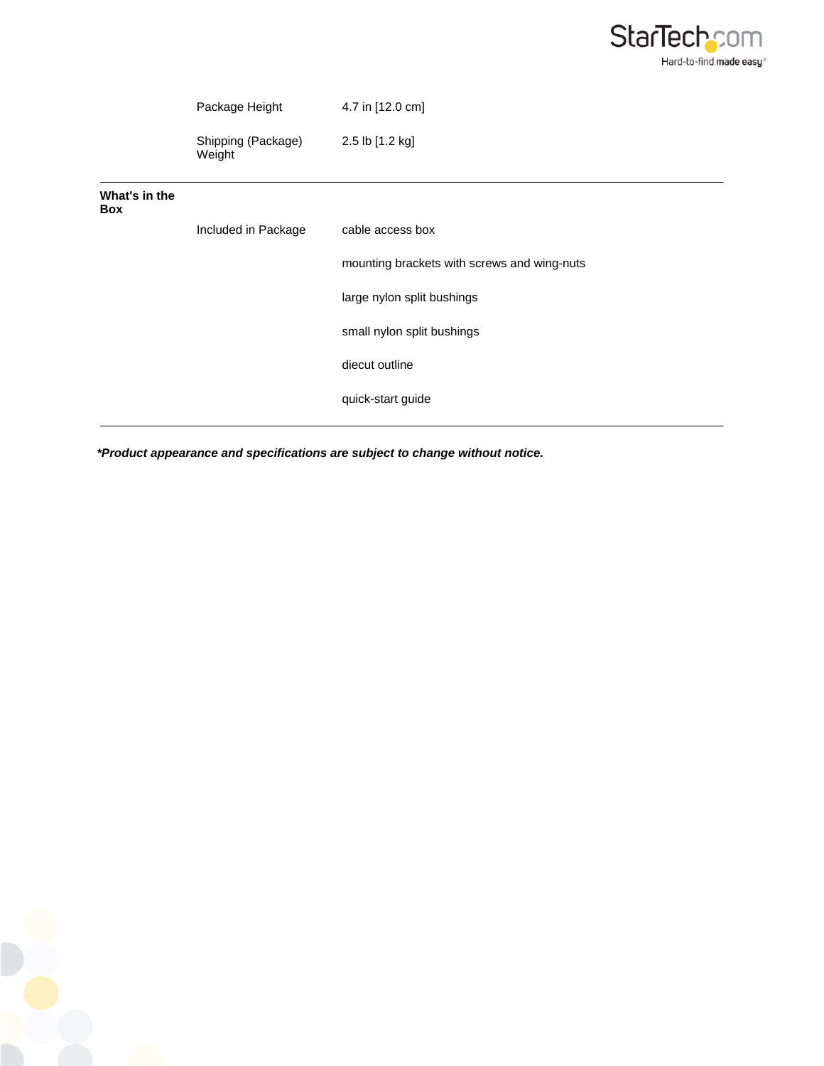| | | |
|---|---|---|
| | Package Height | 4.7 in [12.0 cm] |
| | Shipping (Package) Weight | 2.5 lb [1.2 kg] |
| **What's in the Box** | | |
| | Included in Package | cable access box |
| | | mounting brackets with screws and wing-nuts |
| | | large nylon split bushings |
| | | small nylon split bushings |
| | | diecut outline |
| | | quick-start guide |

***Product appearance and specifications are subject to change without notice.***